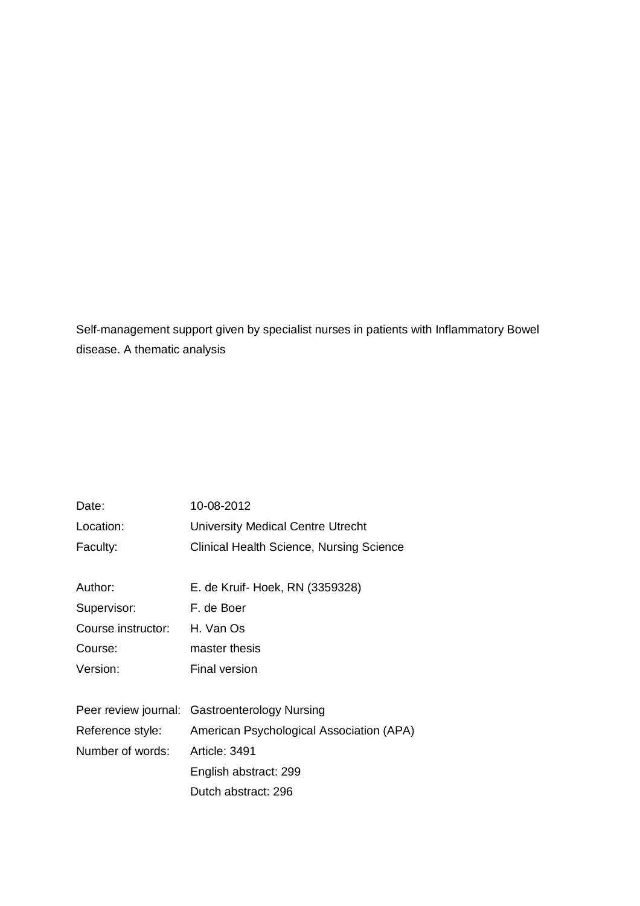Self-management support given by specialist nurses in patients with Inflammatory Bowel disease. A thematic analysis

| | |
|---|---|
| Date: | 10-08-2012 |
| Location: | University Medical Centre Utrecht |
| Faculty: | Clinical Health Science, Nursing Science |
| | |
| Author: | E. de Kruif- Hoek, RN (3359328) |
| Supervisor: | F. de Boer |
| Course instructor: | H. Van Os |
| Course: | master thesis |
| Version: | Final version |
| | |
| Peer review journal: | Gastroenterology Nursing |
| Reference style: | American Psychological Association (APA) |
| Number of words: | Article: 3491 |
| | English abstract: 299 |
| | Dutch abstract: 296 |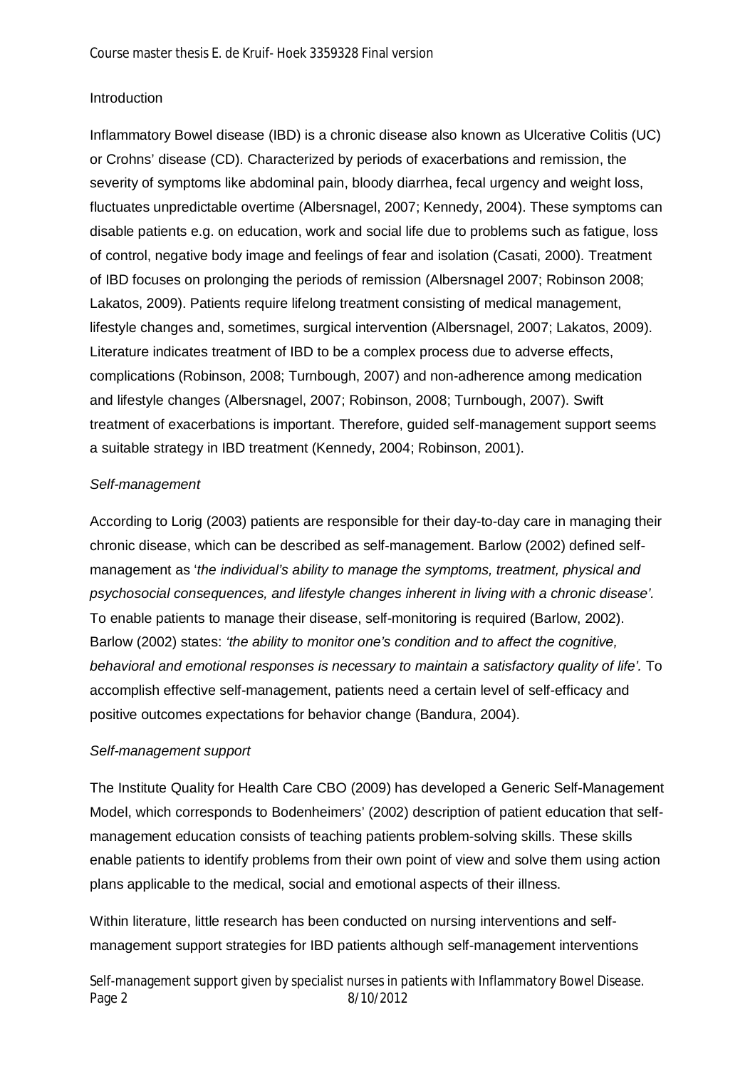## Introduction

Inflammatory Bowel disease (IBD) is a chronic disease also known as Ulcerative Colitis (UC) or Crohns' disease (CD). Characterized by periods of exacerbations and remission, the severity of symptoms like abdominal pain, bloody diarrhea, fecal urgency and weight loss, fluctuates unpredictable overtime (Albersnagel, 2007; Kennedy, 2004). These symptoms can disable patients e.g. on education, work and social life due to problems such as fatigue, loss of control, negative body image and feelings of fear and isolation (Casati, 2000). Treatment of IBD focuses on prolonging the periods of remission (Albersnagel 2007; Robinson 2008; Lakatos, 2009). Patients require lifelong treatment consisting of medical management, lifestyle changes and, sometimes, surgical intervention (Albersnagel, 2007; Lakatos, 2009). Literature indicates treatment of IBD to be a complex process due to adverse effects, complications (Robinson, 2008; Turnbough, 2007) and non-adherence among medication and lifestyle changes (Albersnagel, 2007; Robinson, 2008; Turnbough, 2007). Swift treatment of exacerbations is important. Therefore, guided self-management support seems a suitable strategy in IBD treatment (Kennedy, 2004; Robinson, 2001).

### *Self-management*

According to Lorig (2003) patients are responsible for their day-to-day care in managing their chronic disease, which can be described as self-management. Barlow (2002) defined self-management as '*the individual's ability to manage the symptoms, treatment, physical and psychosocial consequences, and lifestyle changes inherent in living with a chronic disease'.* To enable patients to manage their disease, self-monitoring is required (Barlow, 2002). Barlow (2002) states: *'the ability to monitor one's condition and to affect the cognitive, behavioral and emotional responses is necessary to maintain a satisfactory quality of life'.* To accomplish effective self-management, patients need a certain level of self-efficacy and positive outcomes expectations for behavior change (Bandura, 2004).

### *Self-management support*

The Institute Quality for Health Care CBO (2009) has developed a Generic Self-Management Model, which corresponds to Bodenheimers' (2002) description of patient education that self-management education consists of teaching patients problem-solving skills. These skills enable patients to identify problems from their own point of view and solve them using action plans applicable to the medical, social and emotional aspects of their illness.

Within literature, little research has been conducted on nursing interventions and self-management support strategies for IBD patients although self-management interventions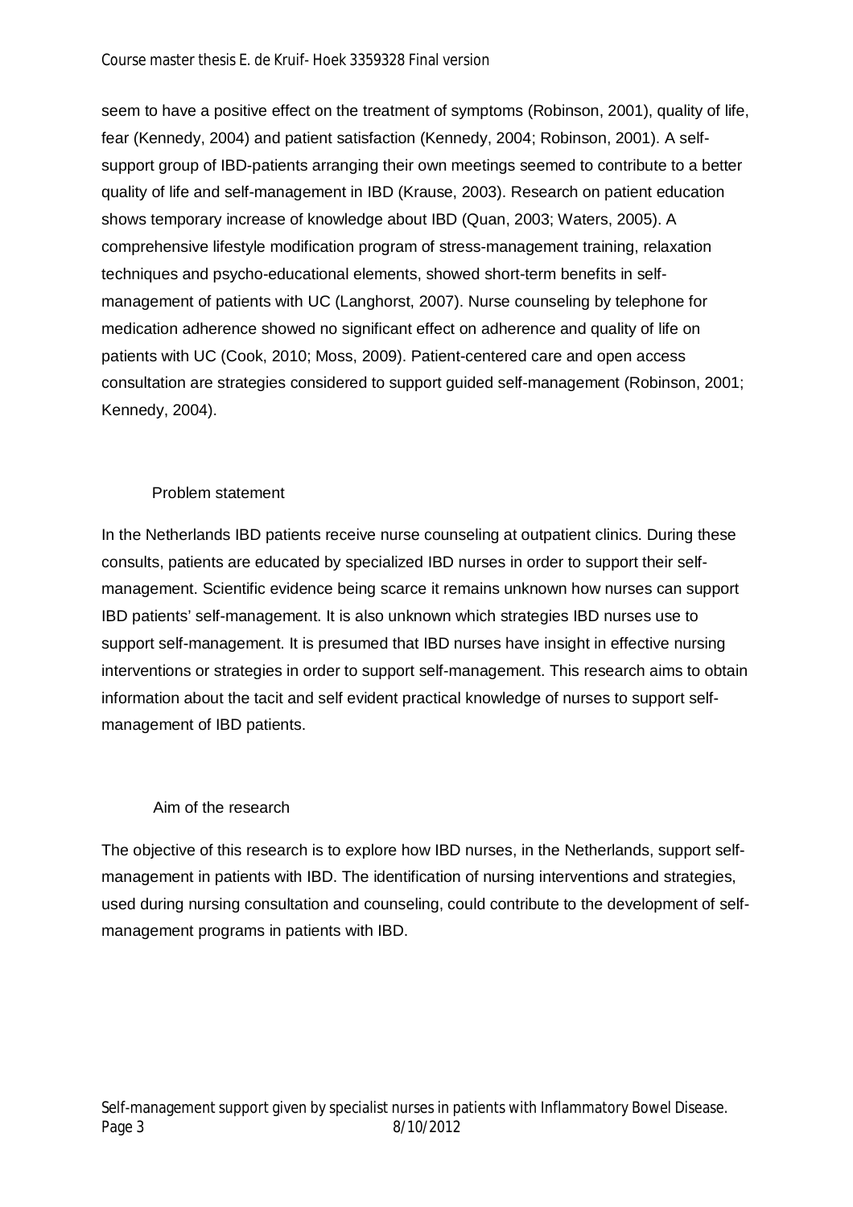seem to have a positive effect on the treatment of symptoms (Robinson, 2001), quality of life, fear (Kennedy, 2004) and patient satisfaction (Kennedy, 2004; Robinson, 2001). A self-support group of IBD-patients arranging their own meetings seemed to contribute to a better quality of life and self-management in IBD (Krause, 2003). Research on patient education shows temporary increase of knowledge about IBD (Quan, 2003; Waters, 2005). A comprehensive lifestyle modification program of stress-management training, relaxation techniques and psycho-educational elements, showed short-term benefits in self-management of patients with UC (Langhorst, 2007). Nurse counseling by telephone for medication adherence showed no significant effect on adherence and quality of life on patients with UC (Cook, 2010; Moss, 2009). Patient-centered care and open access consultation are strategies considered to support guided self-management (Robinson, 2001; Kennedy, 2004).

## Problem statement

In the Netherlands IBD patients receive nurse counseling at outpatient clinics. During these consults, patients are educated by specialized IBD nurses in order to support their self-management. Scientific evidence being scarce it remains unknown how nurses can support IBD patients' self-management. It is also unknown which strategies IBD nurses use to support self-management. It is presumed that IBD nurses have insight in effective nursing interventions or strategies in order to support self-management. This research aims to obtain information about the tacit and self evident practical knowledge of nurses to support self-management of IBD patients.

## Aim of the research

The objective of this research is to explore how IBD nurses, in the Netherlands, support self-management in patients with IBD. The identification of nursing interventions and strategies, used during nursing consultation and counseling, could contribute to the development of self-management programs in patients with IBD.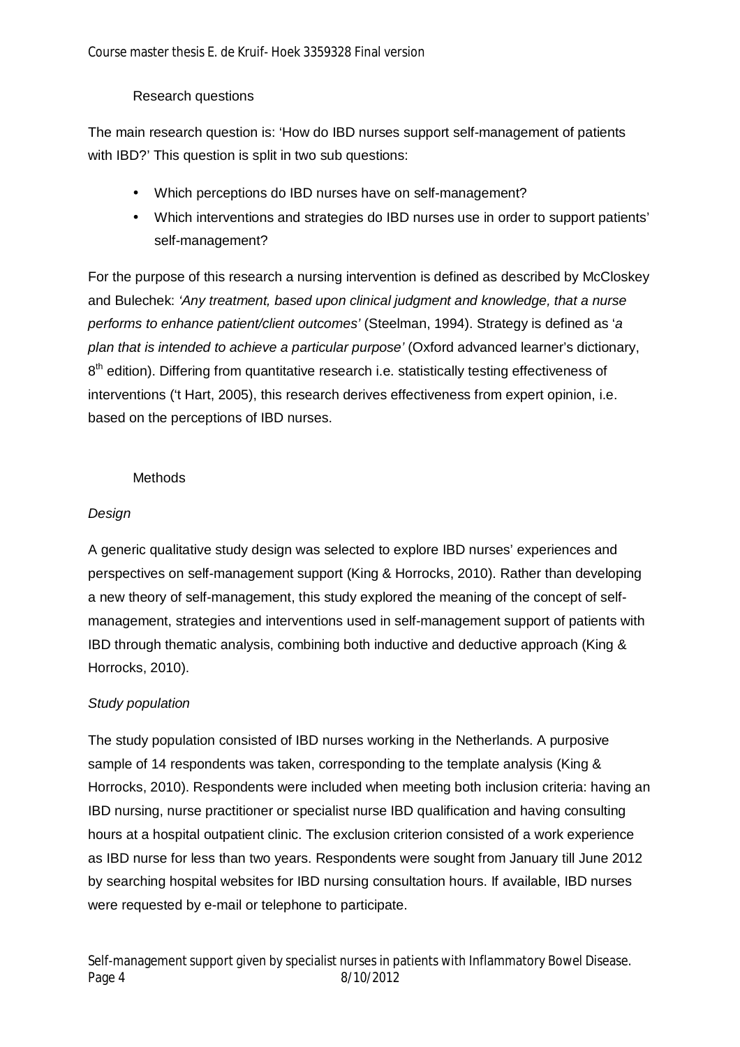## Research questions

The main research question is: 'How do IBD nurses support self-management of patients with IBD?' This question is split in two sub questions:

- Which perceptions do IBD nurses have on self-management?
- Which interventions and strategies do IBD nurses use in order to support patients' self-management?

For the purpose of this research a nursing intervention is defined as described by McCloskey and Bulechek: *'Any treatment, based upon clinical judgment and knowledge, that a nurse performs to enhance patient/client outcomes'* (Steelman, 1994). Strategy is defined as '*a plan that is intended to achieve a particular purpose'* (Oxford advanced learner's dictionary, 8th edition). Differing from quantitative research i.e. statistically testing effectiveness of interventions ('t Hart, 2005), this research derives effectiveness from expert opinion, i.e. based on the perceptions of IBD nurses.

## Methods

### *Design*

A generic qualitative study design was selected to explore IBD nurses' experiences and perspectives on self-management support (King & Horrocks, 2010). Rather than developing a new theory of self-management, this study explored the meaning of the concept of self-management, strategies and interventions used in self-management support of patients with IBD through thematic analysis, combining both inductive and deductive approach (King & Horrocks, 2010).

### *Study population*

The study population consisted of IBD nurses working in the Netherlands. A purposive sample of 14 respondents was taken, corresponding to the template analysis (King & Horrocks, 2010). Respondents were included when meeting both inclusion criteria: having an IBD nursing, nurse practitioner or specialist nurse IBD qualification and having consulting hours at a hospital outpatient clinic. The exclusion criterion consisted of a work experience as IBD nurse for less than two years. Respondents were sought from January till June 2012 by searching hospital websites for IBD nursing consultation hours. If available, IBD nurses were requested by e-mail or telephone to participate.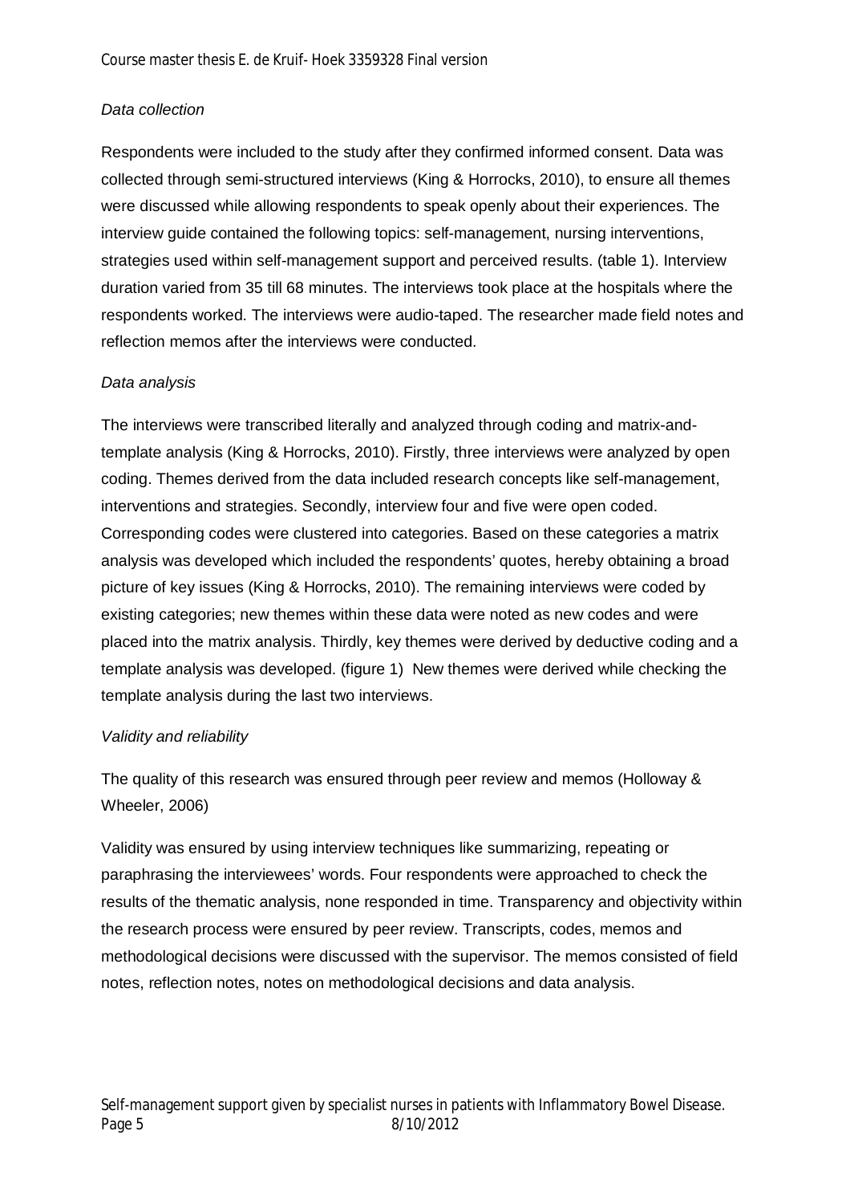*Data collection*

Respondents were included to the study after they confirmed informed consent. Data was collected through semi-structured interviews (King & Horrocks, 2010), to ensure all themes were discussed while allowing respondents to speak openly about their experiences. The interview guide contained the following topics: self-management, nursing interventions, strategies used within self-management support and perceived results. (table 1). Interview duration varied from 35 till 68 minutes. The interviews took place at the hospitals where the respondents worked. The interviews were audio-taped. The researcher made field notes and reflection memos after the interviews were conducted.

*Data analysis*

The interviews were transcribed literally and analyzed through coding and matrix-and-template analysis (King & Horrocks, 2010). Firstly, three interviews were analyzed by open coding. Themes derived from the data included research concepts like self-management, interventions and strategies. Secondly, interview four and five were open coded. Corresponding codes were clustered into categories. Based on these categories a matrix analysis was developed which included the respondents' quotes, hereby obtaining a broad picture of key issues (King & Horrocks, 2010). The remaining interviews were coded by existing categories; new themes within these data were noted as new codes and were placed into the matrix analysis. Thirdly, key themes were derived by deductive coding and a template analysis was developed. (figure 1) New themes were derived while checking the template analysis during the last two interviews.

*Validity and reliability*

The quality of this research was ensured through peer review and memos (Holloway & Wheeler, 2006)

Validity was ensured by using interview techniques like summarizing, repeating or paraphrasing the interviewees' words. Four respondents were approached to check the results of the thematic analysis, none responded in time. Transparency and objectivity within the research process were ensured by peer review. Transcripts, codes, memos and methodological decisions were discussed with the supervisor. The memos consisted of field notes, reflection notes, notes on methodological decisions and data analysis.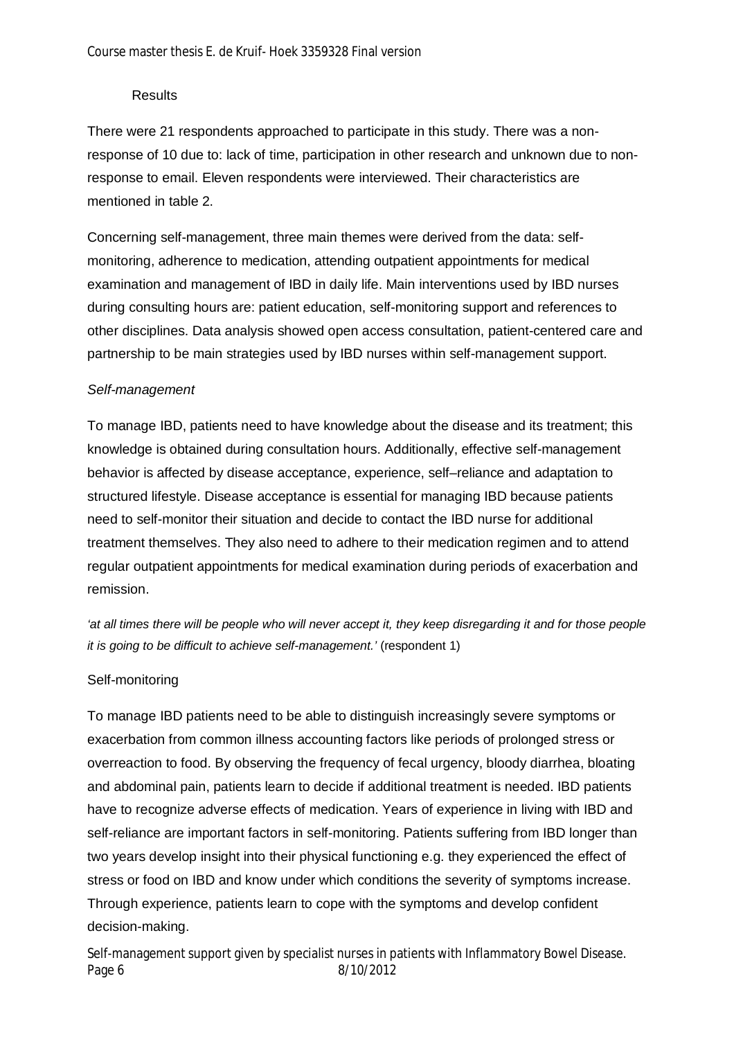## Results

There were 21 respondents approached to participate in this study. There was a non-response of 10 due to: lack of time, participation in other research and unknown due to non-response to email. Eleven respondents were interviewed. Their characteristics are mentioned in table 2.

Concerning self-management, three main themes were derived from the data: self-monitoring, adherence to medication, attending outpatient appointments for medical examination and management of IBD in daily life. Main interventions used by IBD nurses during consulting hours are: patient education, self-monitoring support and references to other disciplines. Data analysis showed open access consultation, patient-centered care and partnership to be main strategies used by IBD nurses within self-management support.

### *Self-management*

To manage IBD, patients need to have knowledge about the disease and its treatment; this knowledge is obtained during consultation hours. Additionally, effective self-management behavior is affected by disease acceptance, experience, self–reliance and adaptation to structured lifestyle. Disease acceptance is essential for managing IBD because patients need to self-monitor their situation and decide to contact the IBD nurse for additional treatment themselves. They also need to adhere to their medication regimen and to attend regular outpatient appointments for medical examination during periods of exacerbation and remission.

*'at all times there will be people who will never accept it, they keep disregarding it and for those people it is going to be difficult to achieve self-management.'* (respondent 1)

#### Self-monitoring

To manage IBD patients need to be able to distinguish increasingly severe symptoms or exacerbation from common illness accounting factors like periods of prolonged stress or overreaction to food. By observing the frequency of fecal urgency, bloody diarrhea, bloating and abdominal pain, patients learn to decide if additional treatment is needed. IBD patients have to recognize adverse effects of medication. Years of experience in living with IBD and self-reliance are important factors in self-monitoring. Patients suffering from IBD longer than two years develop insight into their physical functioning e.g. they experienced the effect of stress or food on IBD and know under which conditions the severity of symptoms increase. Through experience, patients learn to cope with the symptoms and develop confident decision-making.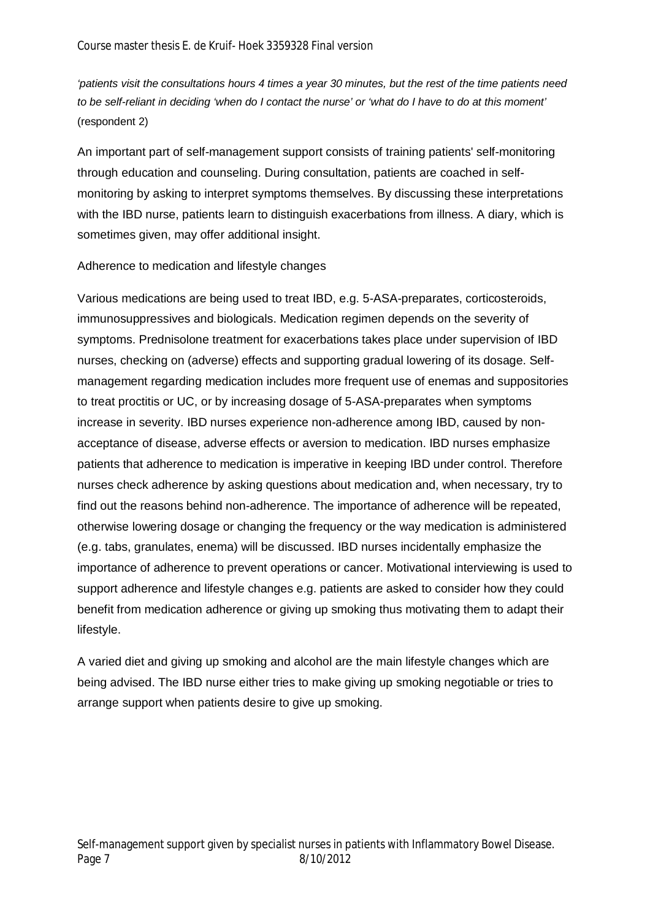*'patients visit the consultations hours 4 times a year 30 minutes, but the rest of the time patients need to be self-reliant in deciding 'when do I contact the nurse' or 'what do I have to do at this moment'* (respondent 2)

An important part of self-management support consists of training patients' self-monitoring through education and counseling. During consultation, patients are coached in self-monitoring by asking to interpret symptoms themselves. By discussing these interpretations with the IBD nurse, patients learn to distinguish exacerbations from illness. A diary, which is sometimes given, may offer additional insight.

Adherence to medication and lifestyle changes

Various medications are being used to treat IBD, e.g. 5-ASA-preparates, corticosteroids, immunosuppressives and biologicals. Medication regimen depends on the severity of symptoms. Prednisolone treatment for exacerbations takes place under supervision of IBD nurses, checking on (adverse) effects and supporting gradual lowering of its dosage. Self-management regarding medication includes more frequent use of enemas and suppositories to treat proctitis or UC, or by increasing dosage of 5-ASA-preparates when symptoms increase in severity. IBD nurses experience non-adherence among IBD, caused by non-acceptance of disease, adverse effects or aversion to medication. IBD nurses emphasize patients that adherence to medication is imperative in keeping IBD under control. Therefore nurses check adherence by asking questions about medication and, when necessary, try to find out the reasons behind non-adherence. The importance of adherence will be repeated, otherwise lowering dosage or changing the frequency or the way medication is administered (e.g. tabs, granulates, enema) will be discussed. IBD nurses incidentally emphasize the importance of adherence to prevent operations or cancer. Motivational interviewing is used to support adherence and lifestyle changes e.g. patients are asked to consider how they could benefit from medication adherence or giving up smoking thus motivating them to adapt their lifestyle.

A varied diet and giving up smoking and alcohol are the main lifestyle changes which are being advised. The IBD nurse either tries to make giving up smoking negotiable or tries to arrange support when patients desire to give up smoking.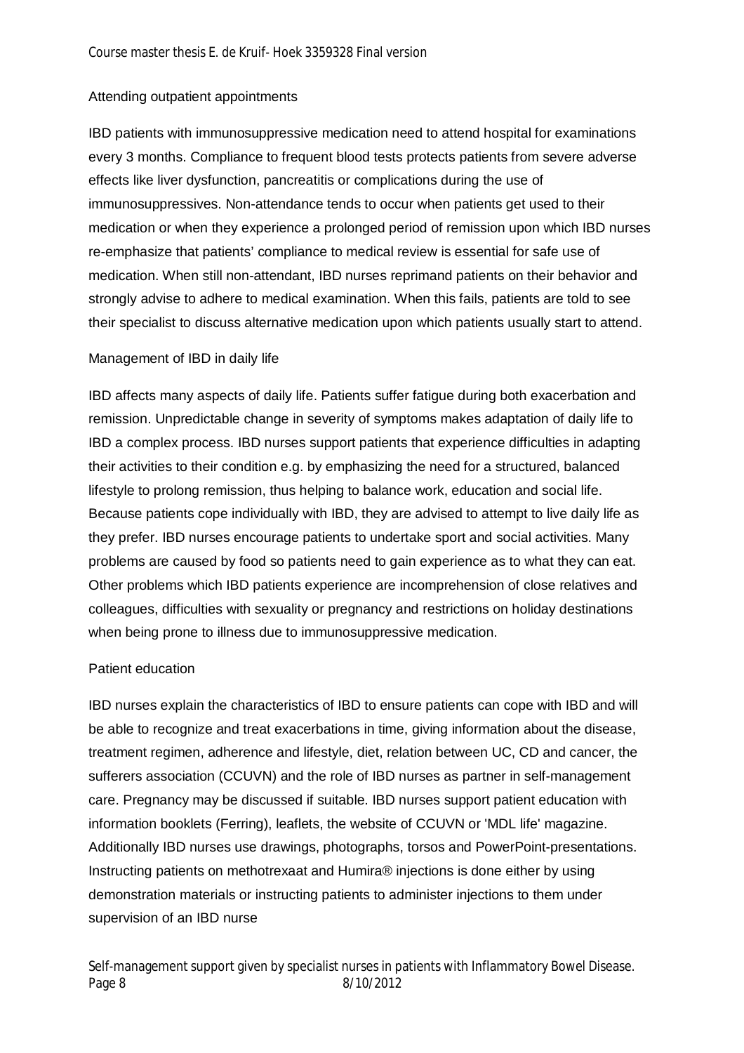### Attending outpatient appointments

IBD patients with immunosuppressive medication need to attend hospital for examinations every 3 months. Compliance to frequent blood tests protects patients from severe adverse effects like liver dysfunction, pancreatitis or complications during the use of immunosuppressives. Non-attendance tends to occur when patients get used to their medication or when they experience a prolonged period of remission upon which IBD nurses re-emphasize that patients' compliance to medical review is essential for safe use of medication. When still non-attendant, IBD nurses reprimand patients on their behavior and strongly advise to adhere to medical examination. When this fails, patients are told to see their specialist to discuss alternative medication upon which patients usually start to attend.

### Management of IBD in daily life

IBD affects many aspects of daily life. Patients suffer fatigue during both exacerbation and remission. Unpredictable change in severity of symptoms makes adaptation of daily life to IBD a complex process. IBD nurses support patients that experience difficulties in adapting their activities to their condition e.g. by emphasizing the need for a structured, balanced lifestyle to prolong remission, thus helping to balance work, education and social life. Because patients cope individually with IBD, they are advised to attempt to live daily life as they prefer. IBD nurses encourage patients to undertake sport and social activities. Many problems are caused by food so patients need to gain experience as to what they can eat. Other problems which IBD patients experience are incomprehension of close relatives and colleagues, difficulties with sexuality or pregnancy and restrictions on holiday destinations when being prone to illness due to immunosuppressive medication.

### Patient education

IBD nurses explain the characteristics of IBD to ensure patients can cope with IBD and will be able to recognize and treat exacerbations in time, giving information about the disease, treatment regimen, adherence and lifestyle, diet, relation between UC, CD and cancer, the sufferers association (CCUVN) and the role of IBD nurses as partner in self-management care. Pregnancy may be discussed if suitable. IBD nurses support patient education with information booklets (Ferring), leaflets, the website of CCUVN or 'MDL life' magazine. Additionally IBD nurses use drawings, photographs, torsos and PowerPoint-presentations. Instructing patients on methotrexaat and Humira® injections is done either by using demonstration materials or instructing patients to administer injections to them under supervision of an IBD nurse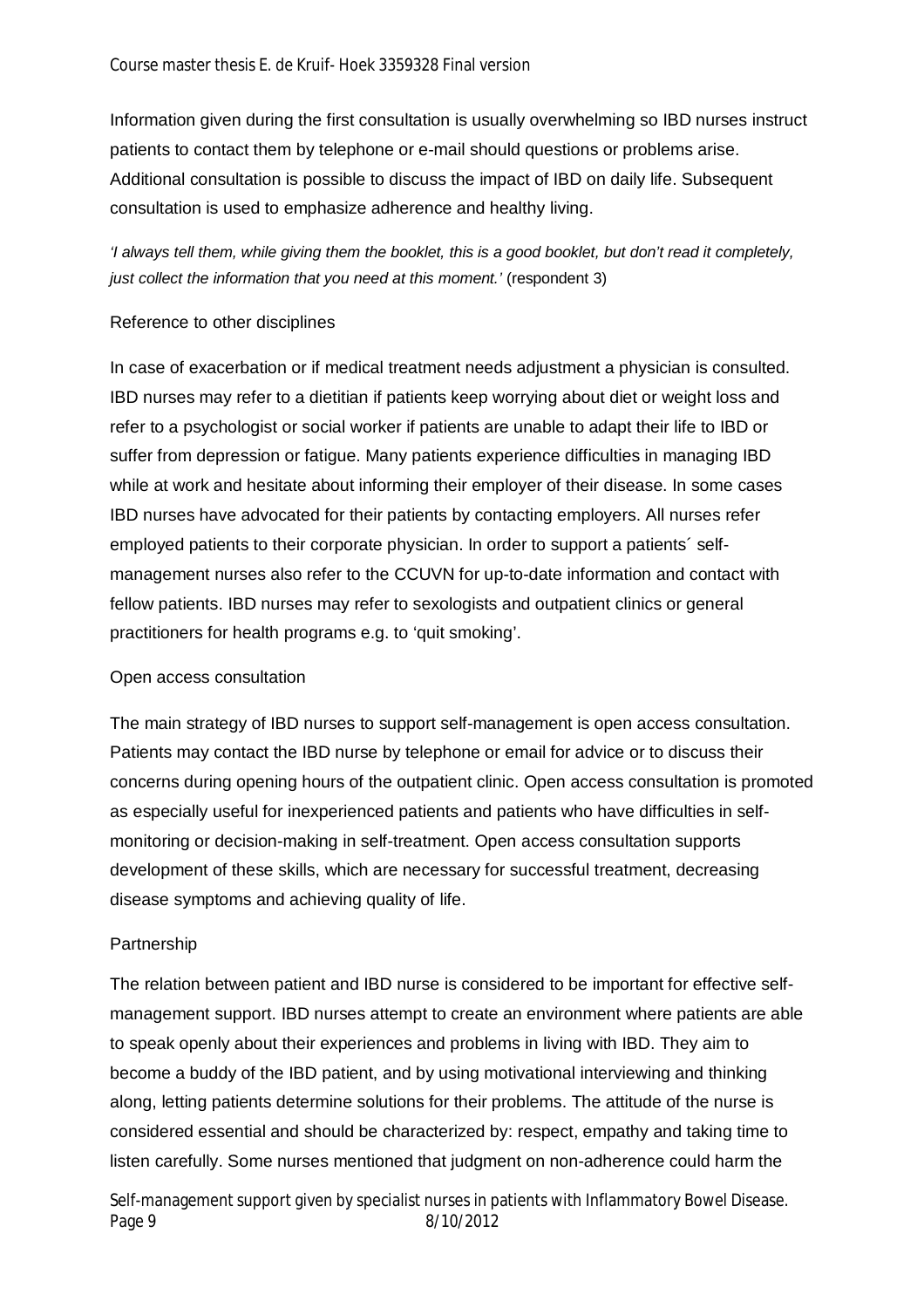Information given during the first consultation is usually overwhelming so IBD nurses instruct patients to contact them by telephone or e-mail should questions or problems arise. Additional consultation is possible to discuss the impact of IBD on daily life. Subsequent consultation is used to emphasize adherence and healthy living.

*'I always tell them, while giving them the booklet, this is a good booklet, but don't read it completely, just collect the information that you need at this moment.'* (respondent 3)

### Reference to other disciplines

In case of exacerbation or if medical treatment needs adjustment a physician is consulted. IBD nurses may refer to a dietitian if patients keep worrying about diet or weight loss and refer to a psychologist or social worker if patients are unable to adapt their life to IBD or suffer from depression or fatigue. Many patients experience difficulties in managing IBD while at work and hesitate about informing their employer of their disease. In some cases IBD nurses have advocated for their patients by contacting employers. All nurses refer employed patients to their corporate physician. In order to support a patients´ self-management nurses also refer to the CCUVN for up-to-date information and contact with fellow patients. IBD nurses may refer to sexologists and outpatient clinics or general practitioners for health programs e.g. to 'quit smoking'.

### Open access consultation

The main strategy of IBD nurses to support self-management is open access consultation. Patients may contact the IBD nurse by telephone or email for advice or to discuss their concerns during opening hours of the outpatient clinic. Open access consultation is promoted as especially useful for inexperienced patients and patients who have difficulties in self-monitoring or decision-making in self-treatment. Open access consultation supports development of these skills, which are necessary for successful treatment, decreasing disease symptoms and achieving quality of life.

### Partnership

The relation between patient and IBD nurse is considered to be important for effective self-management support. IBD nurses attempt to create an environment where patients are able to speak openly about their experiences and problems in living with IBD. They aim to become a buddy of the IBD patient, and by using motivational interviewing and thinking along, letting patients determine solutions for their problems. The attitude of the nurse is considered essential and should be characterized by: respect, empathy and taking time to listen carefully. Some nurses mentioned that judgment on non-adherence could harm the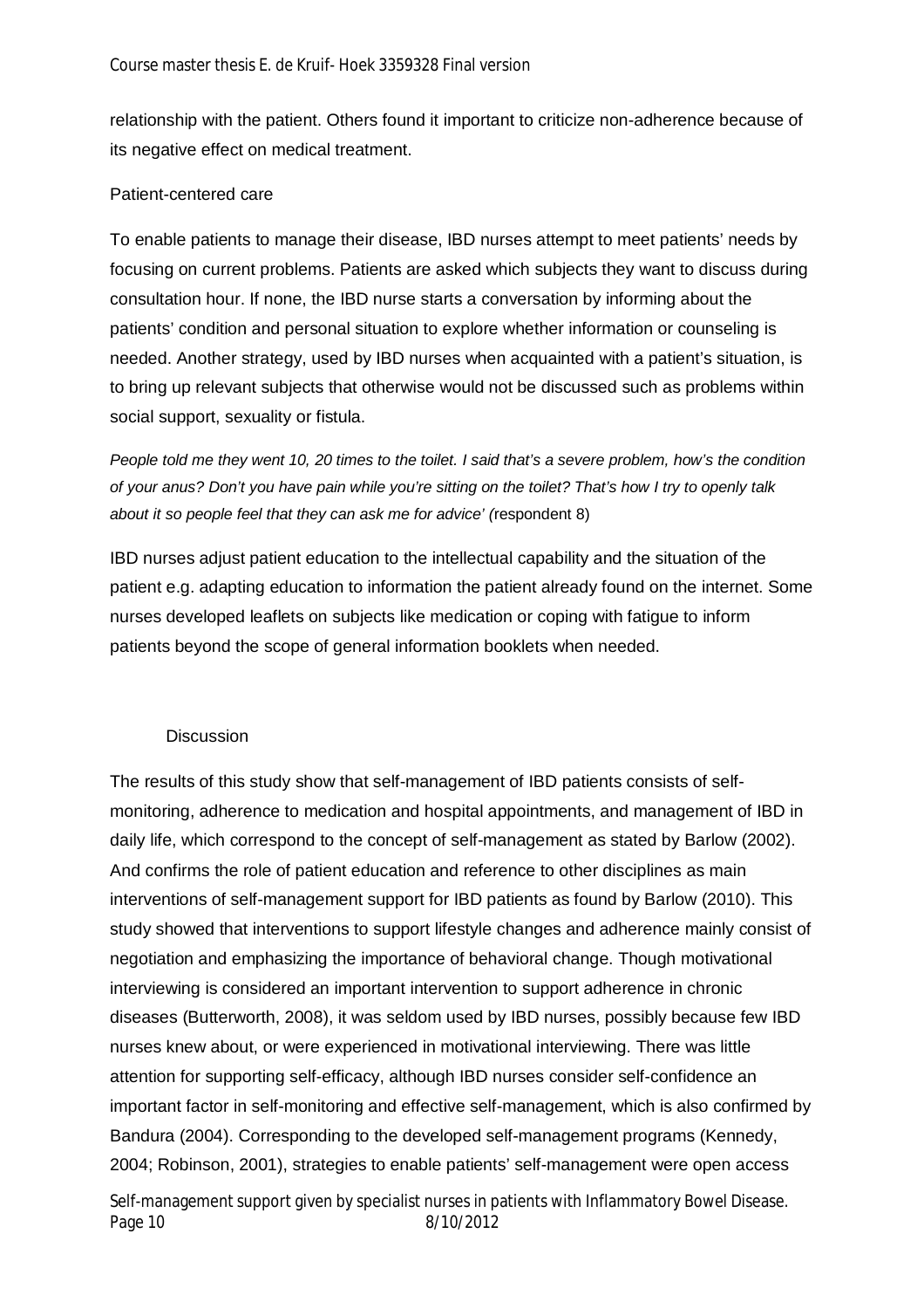relationship with the patient. Others found it important to criticize non-adherence because of its negative effect on medical treatment.

### Patient-centered care

To enable patients to manage their disease, IBD nurses attempt to meet patients' needs by focusing on current problems. Patients are asked which subjects they want to discuss during consultation hour. If none, the IBD nurse starts a conversation by informing about the patients' condition and personal situation to explore whether information or counseling is needed. Another strategy, used by IBD nurses when acquainted with a patient's situation, is to bring up relevant subjects that otherwise would not be discussed such as problems within social support, sexuality or fistula.

*People told me they went 10, 20 times to the toilet. I said that's a severe problem, how's the condition of your anus? Don't you have pain while you're sitting on the toilet? That's how I try to openly talk about it so people feel that they can ask me for advice' (*respondent 8)

IBD nurses adjust patient education to the intellectual capability and the situation of the patient e.g. adapting education to information the patient already found on the internet. Some nurses developed leaflets on subjects like medication or coping with fatigue to inform patients beyond the scope of general information booklets when needed.

## Discussion

The results of this study show that self-management of IBD patients consists of self-monitoring, adherence to medication and hospital appointments, and management of IBD in daily life, which correspond to the concept of self-management as stated by Barlow (2002). And confirms the role of patient education and reference to other disciplines as main interventions of self-management support for IBD patients as found by Barlow (2010). This study showed that interventions to support lifestyle changes and adherence mainly consist of negotiation and emphasizing the importance of behavioral change. Though motivational interviewing is considered an important intervention to support adherence in chronic diseases (Butterworth, 2008), it was seldom used by IBD nurses, possibly because few IBD nurses knew about, or were experienced in motivational interviewing. There was little attention for supporting self-efficacy, although IBD nurses consider self-confidence an important factor in self-monitoring and effective self-management, which is also confirmed by Bandura (2004). Corresponding to the developed self-management programs (Kennedy, 2004; Robinson, 2001), strategies to enable patients' self-management were open access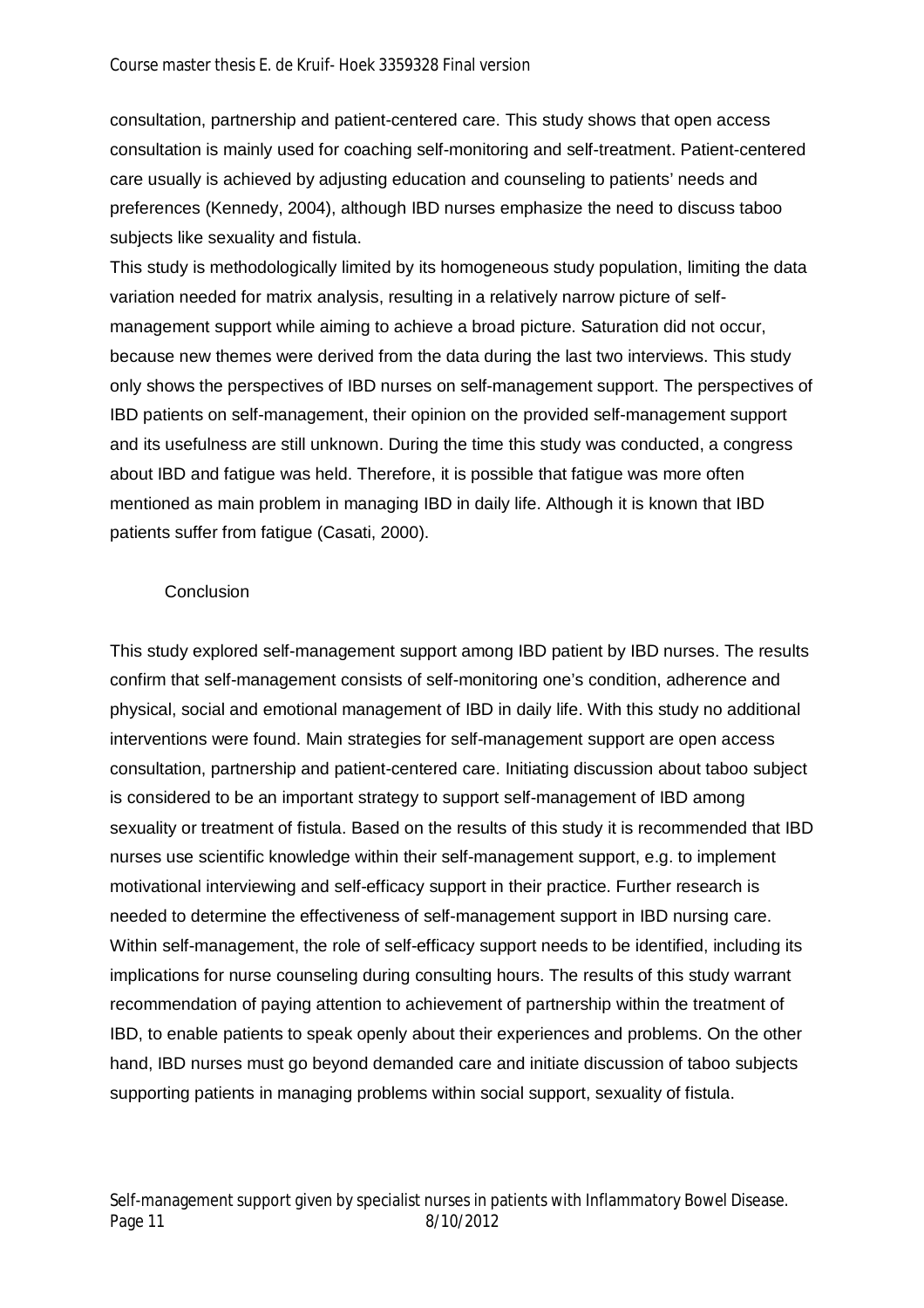consultation, partnership and patient-centered care. This study shows that open access consultation is mainly used for coaching self-monitoring and self-treatment. Patient-centered care usually is achieved by adjusting education and counseling to patients' needs and preferences (Kennedy, 2004), although IBD nurses emphasize the need to discuss taboo subjects like sexuality and fistula.

This study is methodologically limited by its homogeneous study population, limiting the data variation needed for matrix analysis, resulting in a relatively narrow picture of self-management support while aiming to achieve a broad picture. Saturation did not occur, because new themes were derived from the data during the last two interviews. This study only shows the perspectives of IBD nurses on self-management support. The perspectives of IBD patients on self-management, their opinion on the provided self-management support and its usefulness are still unknown. During the time this study was conducted, a congress about IBD and fatigue was held. Therefore, it is possible that fatigue was more often mentioned as main problem in managing IBD in daily life. Although it is known that IBD patients suffer from fatigue (Casati, 2000).

## Conclusion

This study explored self-management support among IBD patient by IBD nurses. The results confirm that self-management consists of self-monitoring one's condition, adherence and physical, social and emotional management of IBD in daily life. With this study no additional interventions were found. Main strategies for self-management support are open access consultation, partnership and patient-centered care. Initiating discussion about taboo subject is considered to be an important strategy to support self-management of IBD among sexuality or treatment of fistula. Based on the results of this study it is recommended that IBD nurses use scientific knowledge within their self-management support, e.g. to implement motivational interviewing and self-efficacy support in their practice. Further research is needed to determine the effectiveness of self-management support in IBD nursing care. Within self-management, the role of self-efficacy support needs to be identified, including its implications for nurse counseling during consulting hours. The results of this study warrant recommendation of paying attention to achievement of partnership within the treatment of IBD, to enable patients to speak openly about their experiences and problems. On the other hand, IBD nurses must go beyond demanded care and initiate discussion of taboo subjects supporting patients in managing problems within social support, sexuality of fistula.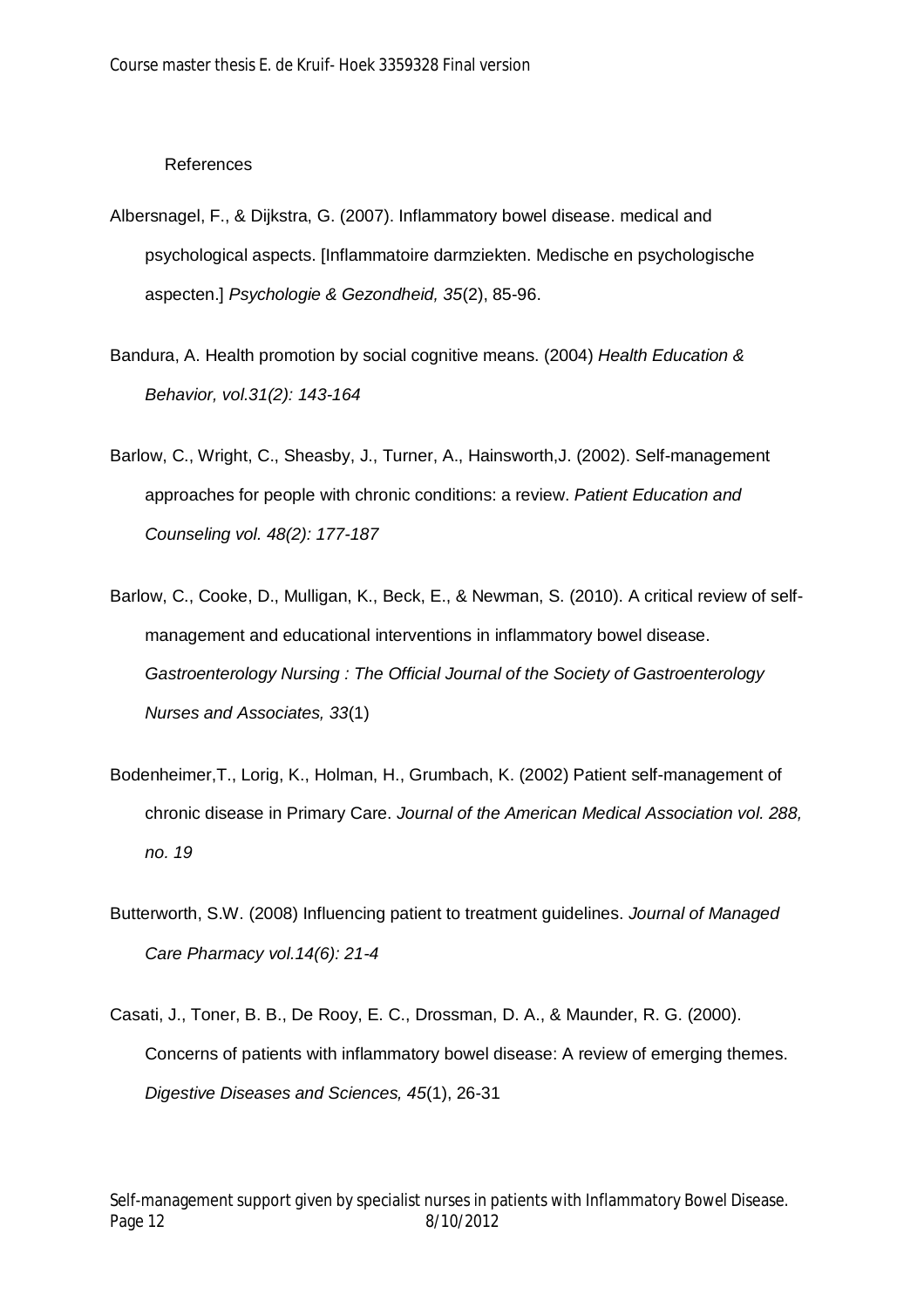References

Albersnagel, F., & Dijkstra, G. (2007). Inflammatory bowel disease. medical and psychological aspects. [Inflammatoire darmziekten. Medische en psychologische aspecten.] *Psychologie & Gezondheid, 35*(2), 85-96.

Bandura, A. Health promotion by social cognitive means. (2004) *Health Education & Behavior, vol.31(2): 143-164*

Barlow, C., Wright, C., Sheasby, J., Turner, A., Hainsworth,J. (2002). Self-management approaches for people with chronic conditions: a review. *Patient Education and Counseling vol. 48(2): 177-187*

Barlow, C., Cooke, D., Mulligan, K., Beck, E., & Newman, S. (2010). A critical review of self-management and educational interventions in inflammatory bowel disease. *Gastroenterology Nursing : The Official Journal of the Society of Gastroenterology Nurses and Associates, 33*(1)

Bodenheimer,T., Lorig, K., Holman, H., Grumbach, K. (2002) Patient self-management of chronic disease in Primary Care. *Journal of the American Medical Association vol. 288, no. 19*

Butterworth, S.W. (2008) Influencing patient to treatment guidelines. *Journal of Managed Care Pharmacy vol.14(6): 21-4*

Casati, J., Toner, B. B., De Rooy, E. C., Drossman, D. A., & Maunder, R. G. (2000). Concerns of patients with inflammatory bowel disease: A review of emerging themes. *Digestive Diseases and Sciences, 45*(1), 26-31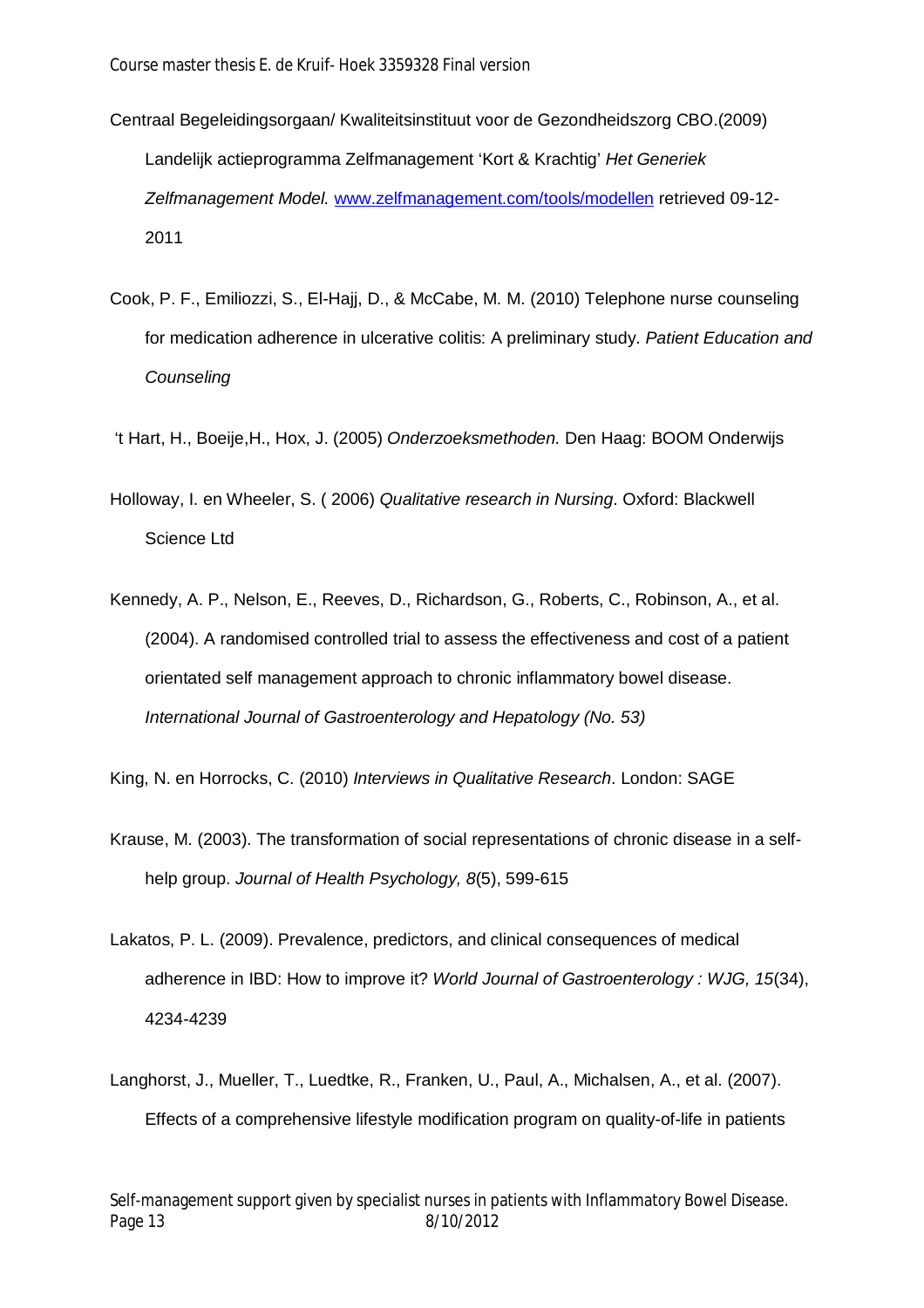Centraal Begeleidingsorgaan/ Kwaliteitsinstituut voor de Gezondheidszorg CBO.(2009) Landelijk actieprogramma Zelfmanagement 'Kort & Krachtig' *Het Generiek Zelfmanagement Model.* www.zelfmanagement.com/tools/modellen retrieved 09-12-2011

Cook, P. F., Emiliozzi, S., El-Hajj, D., & McCabe, M. M. (2010) Telephone nurse counseling for medication adherence in ulcerative colitis: A preliminary study. *Patient Education and Counseling*

't Hart, H., Boeije,H., Hox, J. (2005) *Onderzoeksmethoden.* Den Haag: BOOM Onderwijs

Holloway, I. en Wheeler, S. ( 2006) *Qualitative research in Nursing*. Oxford: Blackwell Science Ltd

Kennedy, A. P., Nelson, E., Reeves, D., Richardson, G., Roberts, C., Robinson, A., et al. (2004). A randomised controlled trial to assess the effectiveness and cost of a patient orientated self management approach to chronic inflammatory bowel disease. *International Journal of Gastroenterology and Hepatology (No. 53)*

King, N. en Horrocks, C. (2010) *Interviews in Qualitative Research*. London: SAGE

Krause, M. (2003). The transformation of social representations of chronic disease in a self-help group. *Journal of Health Psychology, 8*(5), 599-615

Lakatos, P. L. (2009). Prevalence, predictors, and clinical consequences of medical adherence in IBD: How to improve it? *World Journal of Gastroenterology : WJG, 15*(34), 4234-4239

Langhorst, J., Mueller, T., Luedtke, R., Franken, U., Paul, A., Michalsen, A., et al. (2007). Effects of a comprehensive lifestyle modification program on quality-of-life in patients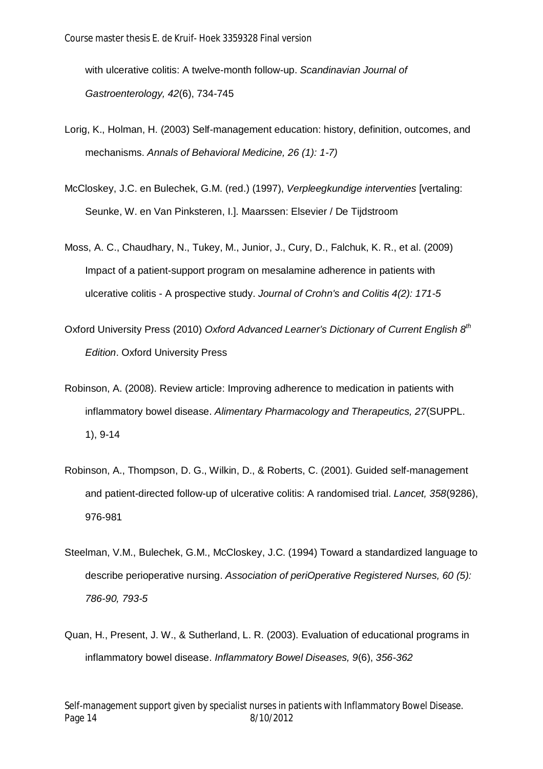with ulcerative colitis: A twelve-month follow-up. *Scandinavian Journal of Gastroenterology, 42*(6), 734-745

Lorig, K., Holman, H. (2003) Self-management education: history, definition, outcomes, and mechanisms. *Annals of Behavioral Medicine, 26 (1): 1-7)*

McCloskey, J.C. en Bulechek, G.M. (red.) (1997), *Verpleegkundige interventies* [vertaling: Seunke, W. en Van Pinksteren, I.]. Maarssen: Elsevier / De Tijdstroom

Moss, A. C., Chaudhary, N., Tukey, M., Junior, J., Cury, D., Falchuk, K. R., et al. (2009) Impact of a patient-support program on mesalamine adherence in patients with ulcerative colitis - A prospective study. *Journal of Crohn's and Colitis 4(2): 171-5*

Oxford University Press (2010) *Oxford Advanced Learner's Dictionary of Current English 8th Edition*. Oxford University Press

Robinson, A. (2008). Review article: Improving adherence to medication in patients with inflammatory bowel disease. *Alimentary Pharmacology and Therapeutics, 27*(SUPPL. 1), 9-14

Robinson, A., Thompson, D. G., Wilkin, D., & Roberts, C. (2001). Guided self-management and patient-directed follow-up of ulcerative colitis: A randomised trial. *Lancet, 358*(9286), 976-981

Steelman, V.M., Bulechek, G.M., McCloskey, J.C. (1994) Toward a standardized language to describe perioperative nursing. *Association of periOperative Registered Nurses, 60 (5): 786-90, 793-5*

Quan, H., Present, J. W., & Sutherland, L. R. (2003). Evaluation of educational programs in inflammatory bowel disease. *Inflammatory Bowel Diseases, 9*(6), *356-362*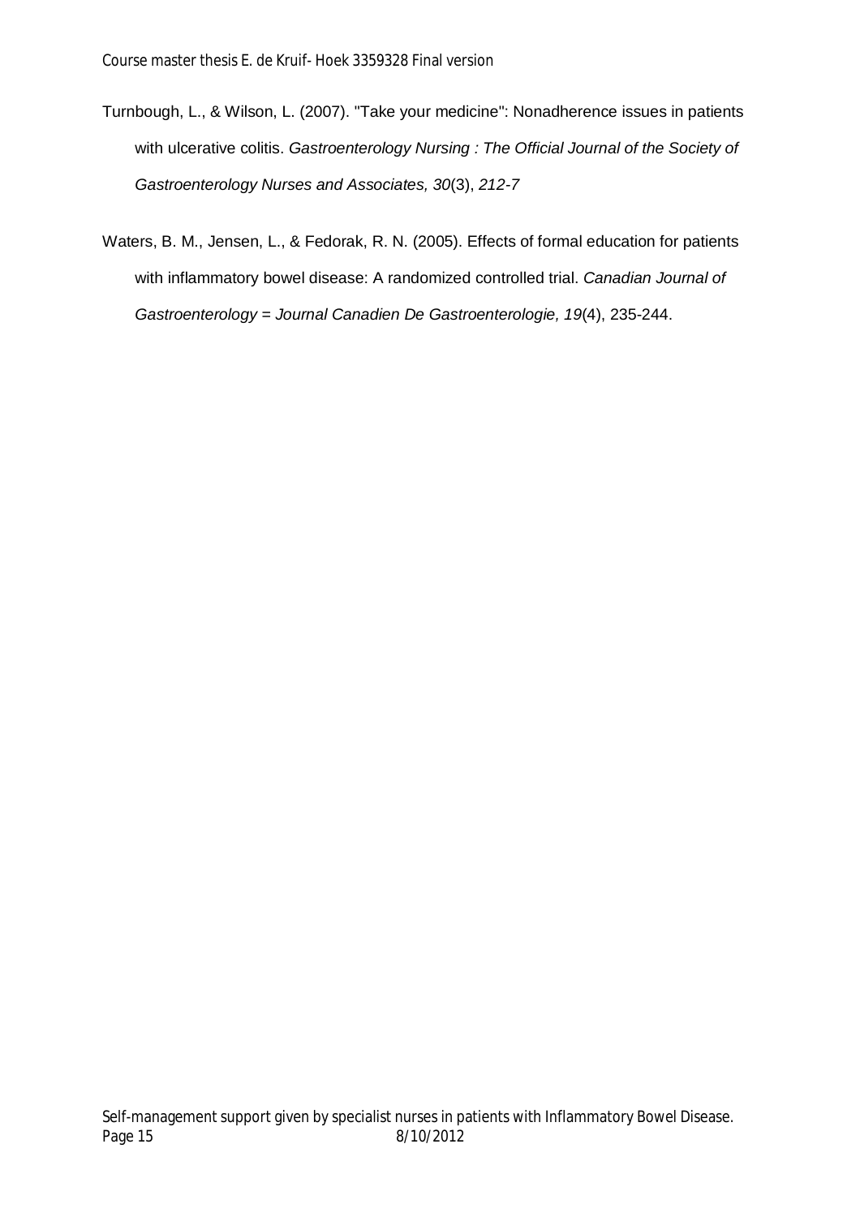Turnbough, L., & Wilson, L. (2007). "Take your medicine": Nonadherence issues in patients with ulcerative colitis. *Gastroenterology Nursing : The Official Journal of the Society of Gastroenterology Nurses and Associates, 30*(3), *212-7*

Waters, B. M., Jensen, L., & Fedorak, R. N. (2005). Effects of formal education for patients with inflammatory bowel disease: A randomized controlled trial. *Canadian Journal of Gastroenterology = Journal Canadien De Gastroenterologie, 19*(4), 235-244.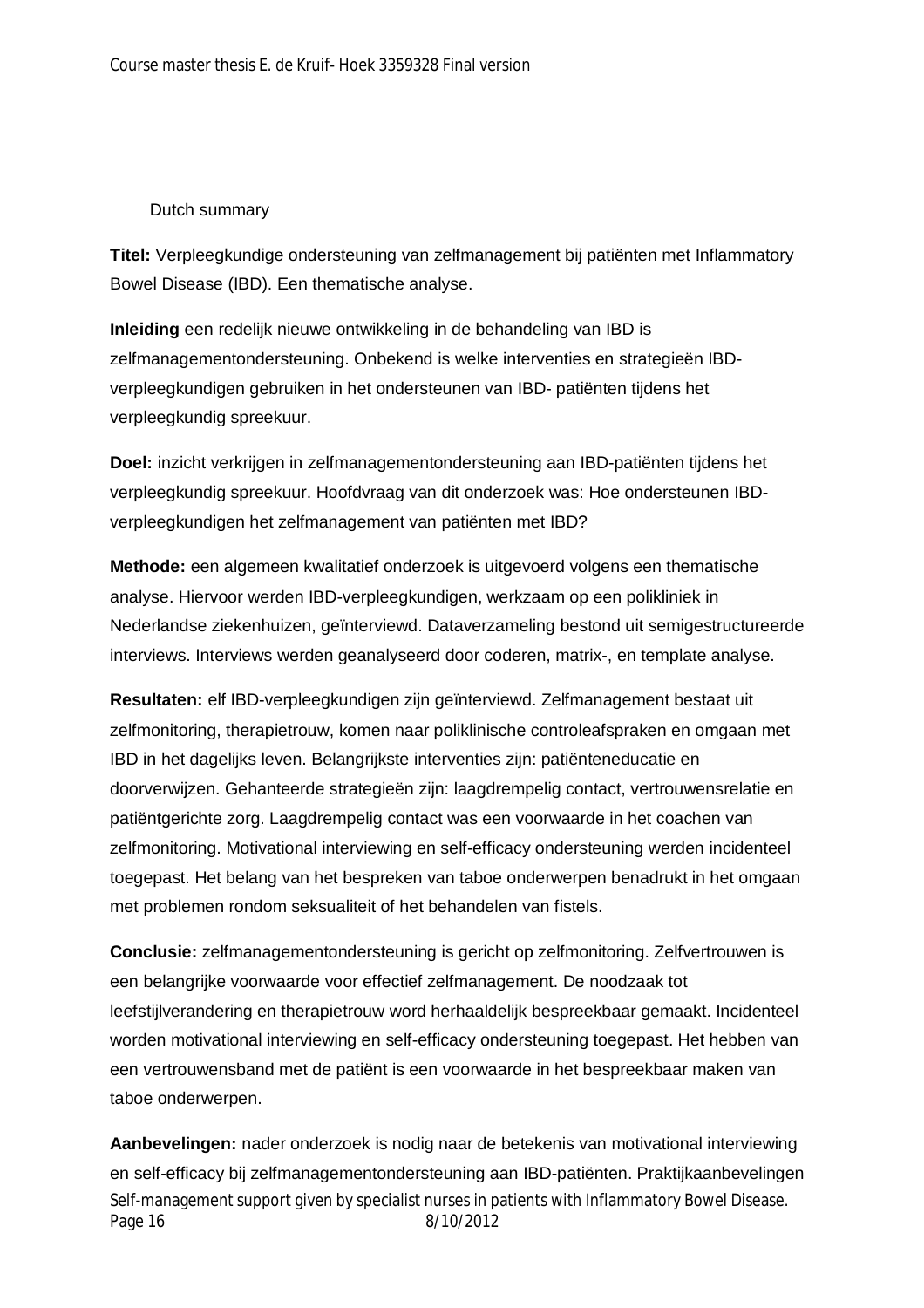Dutch summary

**Titel:** Verpleegkundige ondersteuning van zelfmanagement bij patiënten met Inflammatory Bowel Disease (IBD). Een thematische analyse.

**Inleiding** een redelijk nieuwe ontwikkeling in de behandeling van IBD is zelfmanagementondersteuning. Onbekend is welke interventies en strategieën IBD-verpleegkundigen gebruiken in het ondersteunen van IBD- patiënten tijdens het verpleegkundig spreekuur.

**Doel:** inzicht verkrijgen in zelfmanagementondersteuning aan IBD-patiënten tijdens het verpleegkundig spreekuur. Hoofdvraag van dit onderzoek was: Hoe ondersteunen IBD-verpleegkundigen het zelfmanagement van patiënten met IBD?

**Methode:** een algemeen kwalitatief onderzoek is uitgevoerd volgens een thematische analyse. Hiervoor werden IBD-verpleegkundigen, werkzaam op een polikliniek in Nederlandse ziekenhuizen, geïnterviewd. Dataverzameling bestond uit semigestructureerde interviews. Interviews werden geanalyseerd door coderen, matrix-, en template analyse.

**Resultaten:** elf IBD-verpleegkundigen zijn geïnterviewd. Zelfmanagement bestaat uit zelfmonitoring, therapietrouw, komen naar poliklinische controleafspraken en omgaan met IBD in het dagelijks leven. Belangrijkste interventies zijn: patiënteneducatie en doorverwijzen. Gehanteerde strategieën zijn: laagdrempelig contact, vertrouwensrelatie en patiëntgerichte zorg. Laagdrempelig contact was een voorwaarde in het coachen van zelfmonitoring. Motivational interviewing en self-efficacy ondersteuning werden incidenteel toegepast. Het belang van het bespreken van taboe onderwerpen benadrukt in het omgaan met problemen rondom seksualiteit of het behandelen van fistels.

**Conclusie:** zelfmanagementondersteuning is gericht op zelfmonitoring. Zelfvertrouwen is een belangrijke voorwaarde voor effectief zelfmanagement. De noodzaak tot leefstijlverandering en therapietrouw word herhaaldelijk bespreekbaar gemaakt. Incidenteel worden motivational interviewing en self-efficacy ondersteuning toegepast. Het hebben van een vertrouwensband met de patiënt is een voorwaarde in het bespreekbaar maken van taboe onderwerpen.

**Aanbevelingen:** nader onderzoek is nodig naar de betekenis van motivational interviewing en self-efficacy bij zelfmanagementondersteuning aan IBD-patiënten. Praktijkaanbevelingen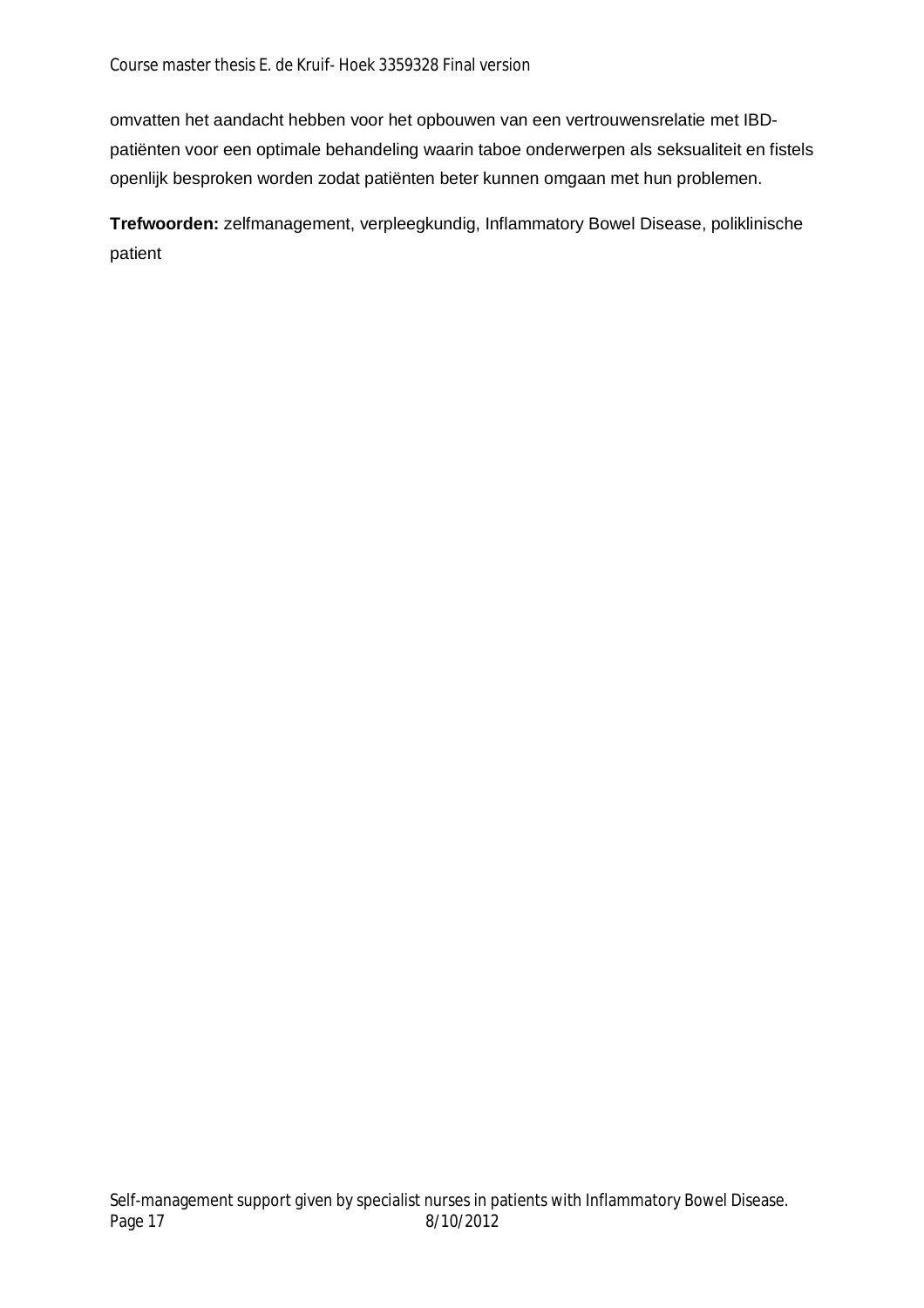omvatten het aandacht hebben voor het opbouwen van een vertrouwensrelatie met IBD-patiënten voor een optimale behandeling waarin taboe onderwerpen als seksualiteit en fistels openlijk besproken worden zodat patiënten beter kunnen omgaan met hun problemen.

**Trefwoorden:** zelfmanagement, verpleegkundig, Inflammatory Bowel Disease, poliklinische patient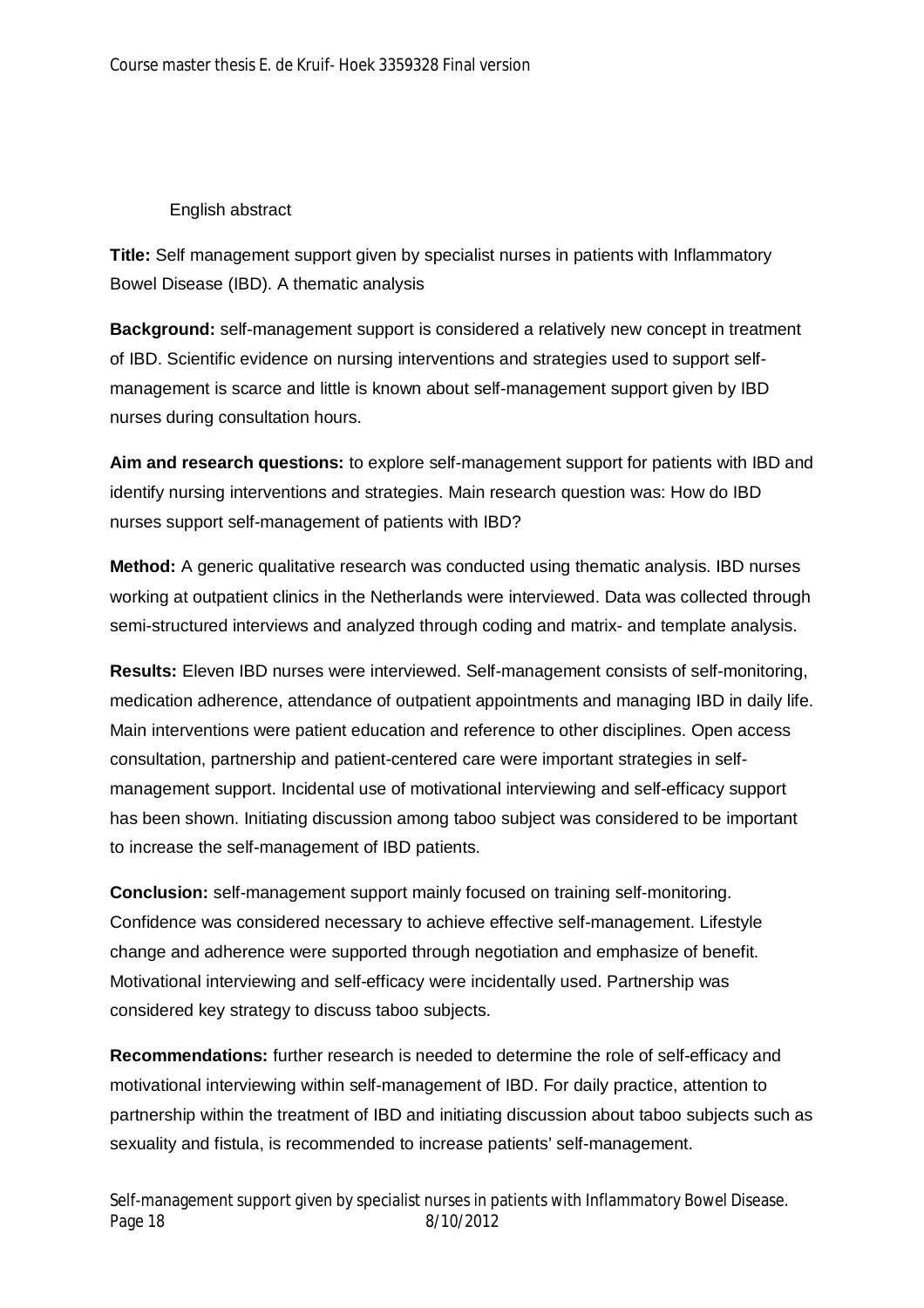## English abstract

**Title:** Self management support given by specialist nurses in patients with Inflammatory Bowel Disease (IBD). A thematic analysis

**Background:** self-management support is considered a relatively new concept in treatment of IBD. Scientific evidence on nursing interventions and strategies used to support self-management is scarce and little is known about self-management support given by IBD nurses during consultation hours.

**Aim and research questions:** to explore self-management support for patients with IBD and identify nursing interventions and strategies. Main research question was: How do IBD nurses support self-management of patients with IBD?

**Method:** A generic qualitative research was conducted using thematic analysis. IBD nurses working at outpatient clinics in the Netherlands were interviewed. Data was collected through semi-structured interviews and analyzed through coding and matrix- and template analysis.

**Results:** Eleven IBD nurses were interviewed. Self-management consists of self-monitoring, medication adherence, attendance of outpatient appointments and managing IBD in daily life. Main interventions were patient education and reference to other disciplines. Open access consultation, partnership and patient-centered care were important strategies in self-management support. Incidental use of motivational interviewing and self-efficacy support has been shown. Initiating discussion among taboo subject was considered to be important to increase the self-management of IBD patients.

**Conclusion:** self-management support mainly focused on training self-monitoring. Confidence was considered necessary to achieve effective self-management. Lifestyle change and adherence were supported through negotiation and emphasize of benefit. Motivational interviewing and self-efficacy were incidentally used. Partnership was considered key strategy to discuss taboo subjects.

**Recommendations:** further research is needed to determine the role of self-efficacy and motivational interviewing within self-management of IBD. For daily practice, attention to partnership within the treatment of IBD and initiating discussion about taboo subjects such as sexuality and fistula, is recommended to increase patients' self-management.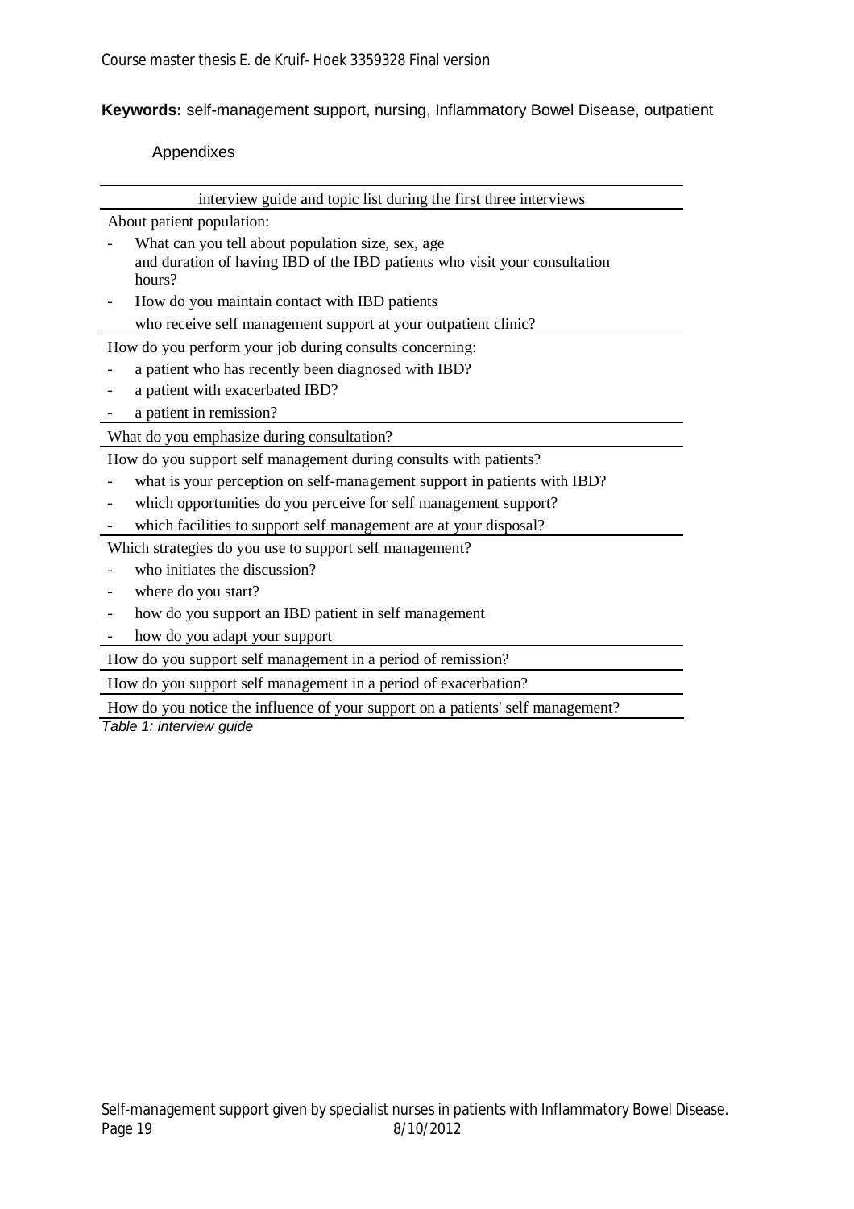**Keywords:** self-management support, nursing, Inflammatory Bowel Disease, outpatient

Appendixes

| interview guide and topic list during the first three interviews |
|---|
| About patient population:<br>- What can you tell about population size, sex, age and duration of having IBD of the IBD patients who visit your consultation hours?<br>- How do you maintain contact with IBD patients who receive self management support at your outpatient clinic? |
| How do you perform your job during consults concerning:<br>- a patient who has recently been diagnosed with IBD?<br>- a patient with exacerbated IBD?<br>- a patient in remission? |
| What do you emphasize during consultation? |
| How do you support self management during consults with patients?<br>- what is your perception on self-management support in patients with IBD?<br>- which opportunities do you perceive for self management support?<br>- which facilities to support self management are at your disposal? |
| Which strategies do you use to support self management?<br>- who initiates the discussion?<br>- where do you start?<br>- how do you support an IBD patient in self management<br>- how do you adapt your support |
| How do you support self management in a period of remission? |
| How do you support self management in a period of exacerbation? |
| How do you notice the influence of your support on a patients' self management? |

*Table 1: interview guide*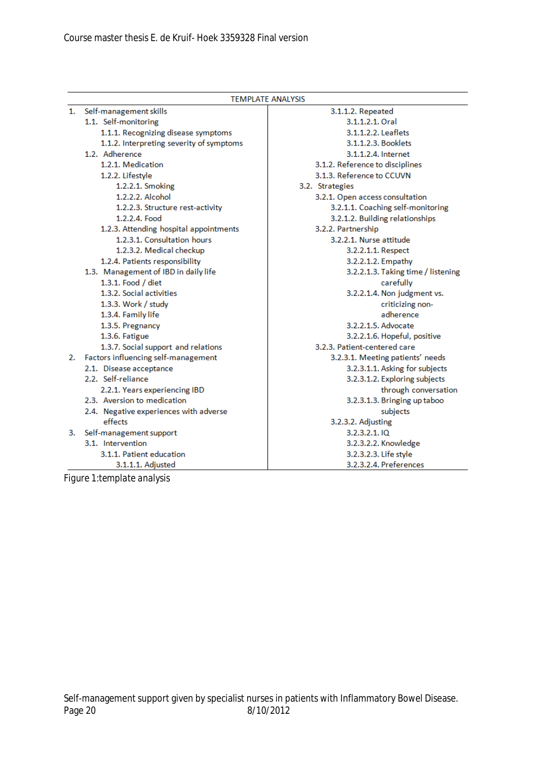TEMPLATE ANALYSIS

1. Self-management skills
   - 1.1. Self-monitoring
     - 1.1.1. Recognizing disease symptoms
     - 1.1.2. Interpreting severity of symptoms
   - 1.2. Adherence
     - 1.2.1. Medication
     - 1.2.2. Lifestyle
       - 1.2.2.1. Smoking
       - 1.2.2.2. Alcohol
       - 1.2.2.3. Structure rest-activity
       - 1.2.2.4. Food
     - 1.2.3. Attending hospital appointments
       - 1.2.3.1. Consultation hours
       - 1.2.3.2. Medical checkup
     - 1.2.4. Patients responsibility
   - 1.3. Management of IBD in daily life
     - 1.3.1. Food / diet
     - 1.3.2. Social activities
     - 1.3.3. Work / study
     - 1.3.4. Family life
     - 1.3.5. Pregnancy
     - 1.3.6. Fatigue
     - 1.3.7. Social support and relations
2. Factors influencing self-management
   - 2.1. Disease acceptance
   - 2.2. Self-reliance
     - 2.2.1. Years experiencing IBD
   - 2.3. Aversion to medication
   - 2.4. Negative experiences with adverse effects
3. Self-management support
   - 3.1. Intervention
     - 3.1.1. Patient education
       - 3.1.1.1. Adjusted
       - 3.1.1.2. Repeated
         - 3.1.1.2.1. Oral
         - 3.1.1.2.2. Leaflets
         - 3.1.1.2.3. Booklets
         - 3.1.1.2.4. Internet
     - 3.1.2. Reference to disciplines
     - 3.1.3. Reference to CCUVN
   - 3.2. Strategies
     - 3.2.1. Open access consultation
       - 3.2.1.1. Coaching self-monitoring
       - 3.2.1.2. Building relationships
     - 3.2.2. Partnership
       - 3.2.2.1. Nurse attitude
         - 3.2.2.1.1. Respect
         - 3.2.2.1.2. Empathy
         - 3.2.2.1.3. Taking time / listening carefully
         - 3.2.2.1.4. Non judgment vs. criticizing non-adherence
         - 3.2.2.1.5. Advocate
         - 3.2.2.1.6. Hopeful, positive
     - 3.2.3. Patient-centered care
       - 3.2.3.1. Meeting patients' needs
         - 3.2.3.1.1. Asking for subjects
         - 3.2.3.1.2. Exploring subjects through conversation
         - 3.2.3.1.3. Bringing up taboo subjects
       - 3.2.3.2. Adjusting
         - 3.2.3.2.1. IQ
         - 3.2.3.2.2. Knowledge
         - 3.2.3.2.3. Life style
         - 3.2.3.2.4. Preferences

Figure 1:template analysis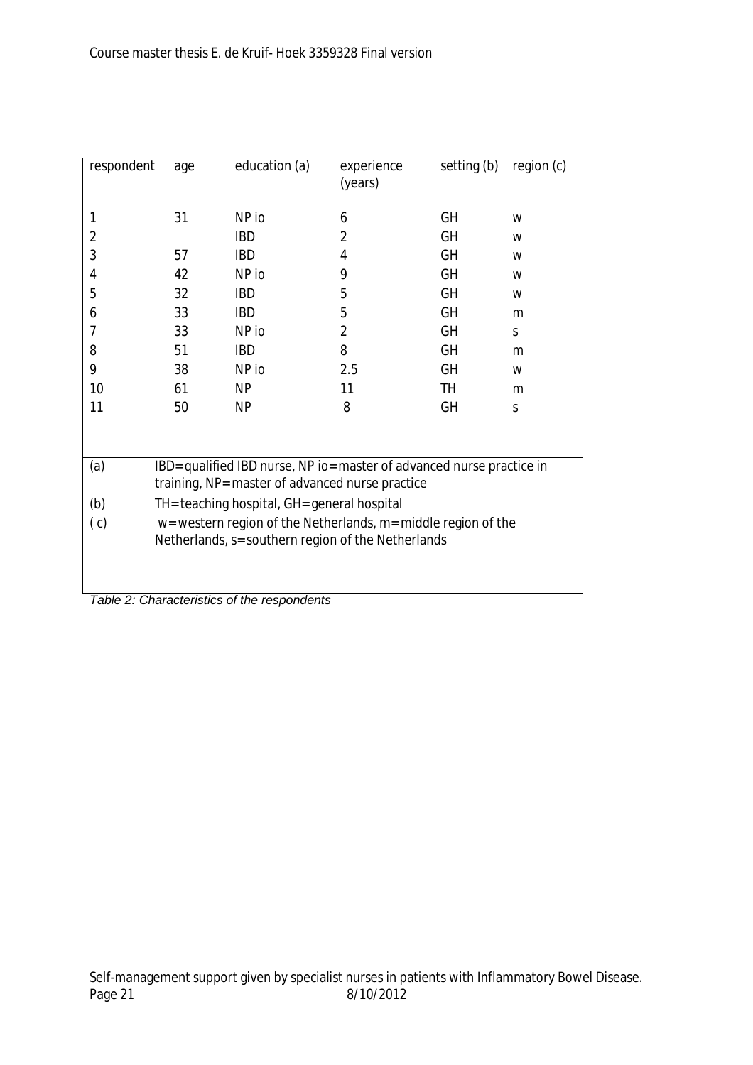| respondent | age | education (a) | experience (years) | setting (b) | region (c) |
|---|---|---|---|---|---|
| 1 | 31 | NP io | 6 | GH | w |
| 2 | | IBD | 2 | GH | w |
| 3 | 57 | IBD | 4 | GH | w |
| 4 | 42 | NP io | 9 | GH | w |
| 5 | 32 | IBD | 5 | GH | w |
| 6 | 33 | IBD | 5 | GH | m |
| 7 | 33 | NP io | 2 | GH | s |
| 8 | 51 | IBD | 8 | GH | m |
| 9 | 38 | NP io | 2.5 | GH | w |
| 10 | 61 | NP | 11 | TH | m |
| 11 | 50 | NP | 8 | GH | s |

(a) IBD=qualified IBD nurse, NP io=master of advanced nurse practice in training, NP=master of advanced nurse practice

(b) TH=teaching hospital, GH=general hospital

( c) w=western region of the Netherlands, m=middle region of the Netherlands, s=southern region of the Netherlands

*Table 2: Characteristics of the respondents*